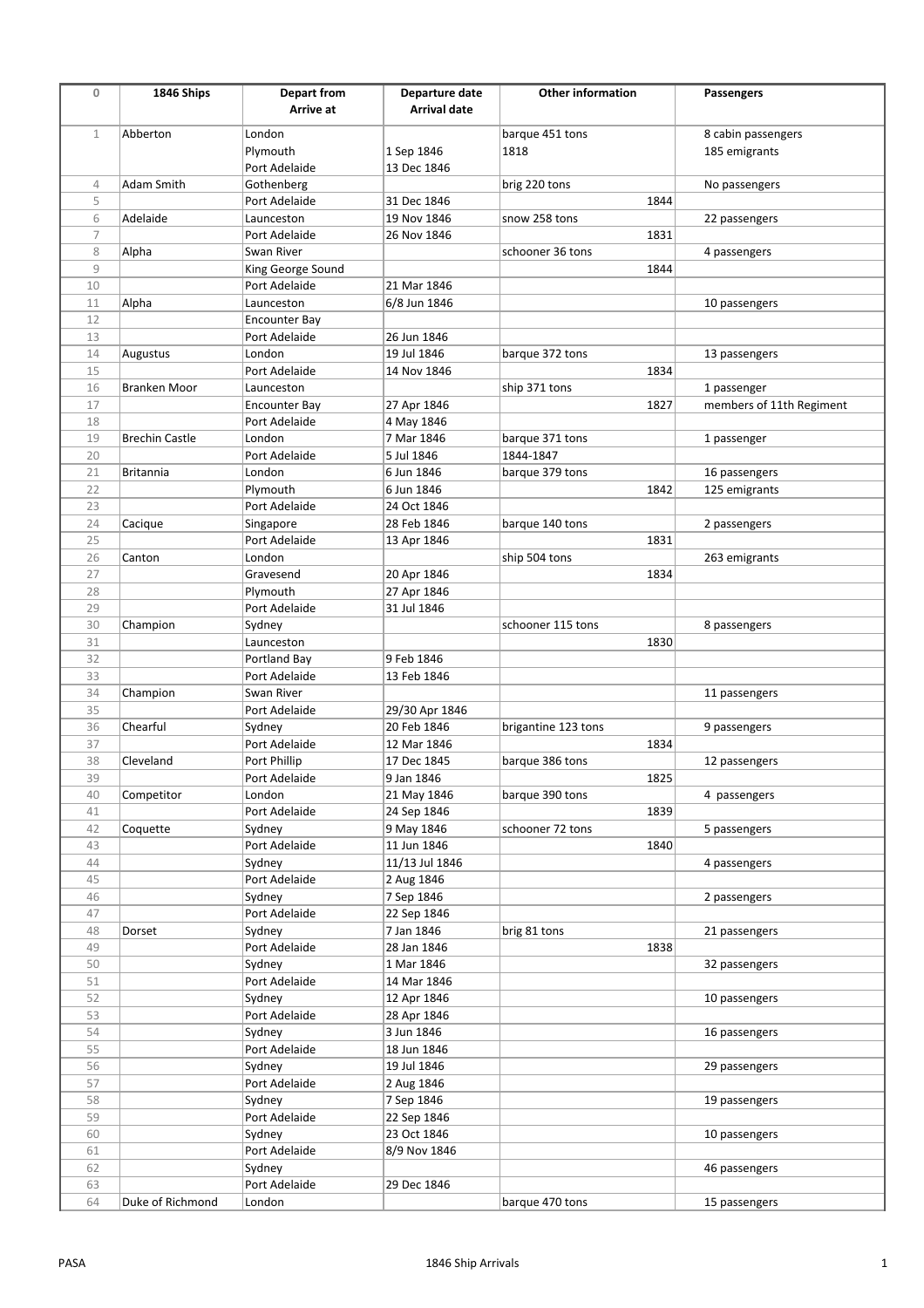| 0 | 1846 Ships | Depart from<br>Arrive at | Departure date<br>Arrival date | Other information | Passengers |
|---|---|---|---|---|---|
| 1 | Abberton | London | | barque 451 tons | 8 cabin passengers |
| | | Plymouth | 1 Sep 1846 | 1818 | 185 emigrants |
| | | Port Adelaide | 13 Dec 1846 | | |
| 4 | Adam Smith | Gothenberg | | brig 220 tons | No passengers |
| 5 | | Port Adelaide | 31 Dec 1846 | 1844 | |
| 6 | Adelaide | Launceston | 19 Nov 1846 | snow 258 tons | 22 passengers |
| 7 | | Port Adelaide | 26 Nov 1846 | 1831 | |
| 8 | Alpha | Swan River | | schooner 36 tons | 4 passengers |
| 9 | | King George Sound | | 1844 | |
| 10 | | Port Adelaide | 21 Mar 1846 | | |
| 11 | Alpha | Launceston | 6/8 Jun 1846 | | 10 passengers |
| 12 | | Encounter Bay | | | |
| 13 | | Port Adelaide | 26 Jun 1846 | | |
| 14 | Augustus | London | 19 Jul 1846 | barque 372 tons | 13 passengers |
| 15 | | Port Adelaide | 14 Nov 1846 | 1834 | |
| 16 | Branken Moor | Launceston | | ship 371 tons | 1 passenger |
| 17 | | Encounter Bay | 27 Apr 1846 | 1827 | members of 11th Regiment |
| 18 | | Port Adelaide | 4 May 1846 | | |
| 19 | Brechin Castle | London | 7 Mar 1846 | barque 371 tons | 1 passenger |
| 20 | | Port Adelaide | 5 Jul 1846 | 1844-1847 | |
| 21 | Britannia | London | 6 Jun 1846 | barque 379 tons | 16 passengers |
| 22 | | Plymouth | 6 Jun 1846 | 1842 | 125 emigrants |
| 23 | | Port Adelaide | 24 Oct 1846 | | |
| 24 | Cacique | Singapore | 28 Feb 1846 | barque 140 tons | 2 passengers |
| 25 | | Port Adelaide | 13 Apr 1846 | 1831 | |
| 26 | Canton | London | | ship 504 tons | 263 emigrants |
| 27 | | Gravesend | 20 Apr 1846 | 1834 | |
| 28 | | Plymouth | 27 Apr 1846 | | |
| 29 | | Port Adelaide | 31 Jul 1846 | | |
| 30 | Champion | Sydney | | schooner 115 tons | 8 passengers |
| 31 | | Launceston | | 1830 | |
| 32 | | Portland Bay | 9 Feb 1846 | | |
| 33 | | Port Adelaide | 13 Feb 1846 | | |
| 34 | Champion | Swan River | | | 11 passengers |
| 35 | | Port Adelaide | 29/30 Apr 1846 | | |
| 36 | Chearful | Sydney | 20 Feb 1846 | brigantine 123 tons | 9 passengers |
| 37 | | Port Adelaide | 12 Mar 1846 | 1834 | |
| 38 | Cleveland | Port Phillip | 17 Dec 1845 | barque 386 tons | 12 passengers |
| 39 | | Port Adelaide | 9 Jan 1846 | 1825 | |
| 40 | Competitor | London | 21 May 1846 | barque 390 tons | 4 passengers |
| 41 | | Port Adelaide | 24 Sep 1846 | 1839 | |
| 42 | Coquette | Sydney | 9 May 1846 | schooner 72 tons | 5 passengers |
| 43 | | Port Adelaide | 11 Jun 1846 | 1840 | |
| 44 | | Sydney | 11/13 Jul 1846 | | 4 passengers |
| 45 | | Port Adelaide | 2 Aug 1846 | | |
| 46 | | Sydney | 7 Sep 1846 | | 2 passengers |
| 47 | | Port Adelaide | 22 Sep 1846 | | |
| 48 | Dorset | Sydney | 7 Jan 1846 | brig 81 tons | 21 passengers |
| 49 | | Port Adelaide | 28 Jan 1846 | 1838 | |
| 50 | | Sydney | 1 Mar 1846 | | 32 passengers |
| 51 | | Port Adelaide | 14 Mar 1846 | | |
| 52 | | Sydney | 12 Apr 1846 | | 10 passengers |
| 53 | | Port Adelaide | 28 Apr 1846 | | |
| 54 | | Sydney | 3 Jun 1846 | | 16 passengers |
| 55 | | Port Adelaide | 18 Jun 1846 | | |
| 56 | | Sydney | 19 Jul 1846 | | 29 passengers |
| 57 | | Port Adelaide | 2 Aug 1846 | | |
| 58 | | Sydney | 7 Sep 1846 | | 19 passengers |
| 59 | | Port Adelaide | 22 Sep 1846 | | |
| 60 | | Sydney | 23 Oct 1846 | | 10 passengers |
| 61 | | Port Adelaide | 8/9 Nov 1846 | | |
| 62 | | Sydney | | | 46 passengers |
| 63 | | Port Adelaide | 29 Dec 1846 | | |
| 64 | Duke of Richmond | London | | barque 470 tons | 15 passengers |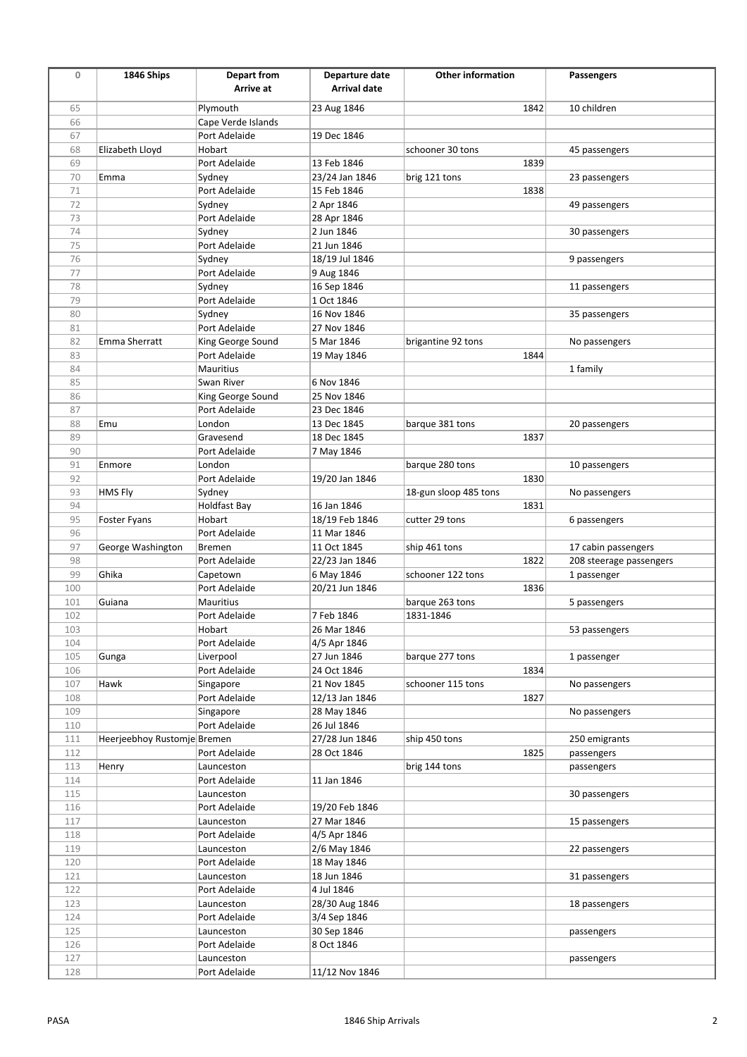| 0 | 1846 Ships | Depart from<br>Arrive at | Departure date<br>Arrival date | Other information | Passengers |
|---|---|---|---|---|---|
| 65 | | Plymouth | 23 Aug 1846 | 1842 | 10 children |
| 66 | | Cape Verde Islands | | | |
| 67 | | Port Adelaide | 19 Dec 1846 | | |
| 68 | Elizabeth Lloyd | Hobart | | schooner 30 tons | 45 passengers |
| 69 | | Port Adelaide | 13 Feb 1846 | 1839 | |
| 70 | Emma | Sydney | 23/24 Jan 1846 | brig 121 tons | 23 passengers |
| 71 | | Port Adelaide | 15 Feb 1846 | 1838 | |
| 72 | | Sydney | 2 Apr 1846 | | 49 passengers |
| 73 | | Port Adelaide | 28 Apr 1846 | | |
| 74 | | Sydney | 2 Jun 1846 | | 30 passengers |
| 75 | | Port Adelaide | 21 Jun 1846 | | |
| 76 | | Sydney | 18/19 Jul 1846 | | 9 passengers |
| 77 | | Port Adelaide | 9 Aug 1846 | | |
| 78 | | Sydney | 16 Sep 1846 | | 11 passengers |
| 79 | | Port Adelaide | 1 Oct 1846 | | |
| 80 | | Sydney | 16 Nov 1846 | | 35 passengers |
| 81 | | Port Adelaide | 27 Nov 1846 | | |
| 82 | Emma Sherratt | King George Sound | 5 Mar 1846 | brigantine 92 tons | No passengers |
| 83 | | Port Adelaide | 19 May 1846 | 1844 | |
| 84 | | Mauritius | | | 1 family |
| 85 | | Swan River | 6 Nov 1846 | | |
| 86 | | King George Sound | 25 Nov 1846 | | |
| 87 | | Port Adelaide | 23 Dec 1846 | | |
| 88 | Emu | London | 13 Dec 1845 | barque 381 tons | 20 passengers |
| 89 | | Gravesend | 18 Dec 1845 | 1837 | |
| 90 | | Port Adelaide | 7 May 1846 | | |
| 91 | Enmore | London | | barque 280 tons | 10 passengers |
| 92 | | Port Adelaide | 19/20 Jan 1846 | 1830 | |
| 93 | HMS Fly | Sydney | | 18-gun sloop 485 tons | No passengers |
| 94 | | Holdfast Bay | 16 Jan 1846 | 1831 | |
| 95 | Foster Fyans | Hobart | 18/19 Feb 1846 | cutter 29 tons | 6 passengers |
| 96 | | Port Adelaide | 11 Mar 1846 | | |
| 97 | George Washington | Bremen | 11 Oct 1845 | ship 461 tons | 17 cabin passengers |
| 98 | | Port Adelaide | 22/23 Jan 1846 | 1822 | 208 steerage passengers |
| 99 | Ghika | Capetown | 6 May 1846 | schooner 122 tons | 1 passenger |
| 100 | | Port Adelaide | 20/21 Jun 1846 | 1836 | |
| 101 | Guiana | Mauritius | | barque 263 tons | 5 passengers |
| 102 | | Port Adelaide | 7 Feb 1846 | 1831-1846 | |
| 103 | | Hobart | 26 Mar 1846 | | 53 passengers |
| 104 | | Port Adelaide | 4/5 Apr 1846 | | |
| 105 | Gunga | Liverpool | 27 Jun 1846 | barque 277 tons | 1 passenger |
| 106 | | Port Adelaide | 24 Oct 1846 | 1834 | |
| 107 | Hawk | Singapore | 21 Nov 1845 | schooner 115 tons | No passengers |
| 108 | | Port Adelaide | 12/13 Jan 1846 | 1827 | |
| 109 | | Singapore | 28 May 1846 | | No passengers |
| 110 | | Port Adelaide | 26 Jul 1846 | | |
| 111 | Heerjeebhoy Rustomje | Bremen | 27/28 Jun 1846 | ship 450 tons | 250 emigrants |
| 112 | | Port Adelaide | 28 Oct 1846 | 1825 | passengers |
| 113 | Henry | Launceston | | brig 144 tons | passengers |
| 114 | | Port Adelaide | 11 Jan 1846 | | |
| 115 | | Launceston | | | 30 passengers |
| 116 | | Port Adelaide | 19/20 Feb 1846 | | |
| 117 | | Launceston | 27 Mar 1846 | | 15 passengers |
| 118 | | Port Adelaide | 4/5 Apr 1846 | | |
| 119 | | Launceston | 2/6 May 1846 | | 22 passengers |
| 120 | | Port Adelaide | 18 May 1846 | | |
| 121 | | Launceston | 18 Jun 1846 | | 31 passengers |
| 122 | | Port Adelaide | 4 Jul 1846 | | |
| 123 | | Launceston | 28/30 Aug 1846 | | 18 passengers |
| 124 | | Port Adelaide | 3/4 Sep 1846 | | |
| 125 | | Launceston | 30 Sep 1846 | | passengers |
| 126 | | Port Adelaide | 8 Oct 1846 | | |
| 127 | | Launceston | | | passengers |
| 128 | | Port Adelaide | 11/12 Nov 1846 | | |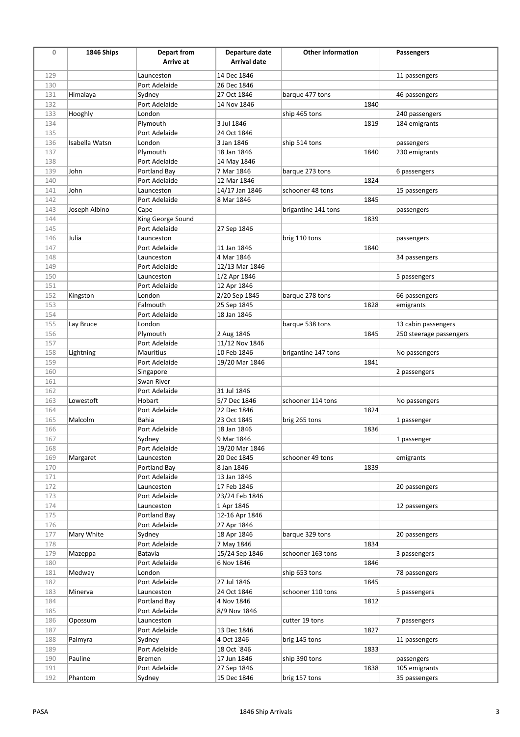| 0 | 1846 Ships | Depart from<br>Arrive at | Departure date<br>Arrival date | Other information | Passengers |
|---|---|---|---|---|---|
| 129 | | Launceston | 14 Dec 1846 | | 11 passengers |
| 130 | | Port Adelaide | 26 Dec 1846 | | |
| 131 | Himalaya | Sydney | 27 Oct 1846 | barque 477 tons | 46 passengers |
| 132 | | Port Adelaide | 14 Nov 1846 | 1840 | |
| 133 | Hooghly | London | | ship 465 tons | 240 passengers |
| 134 | | Plymouth | 3 Jul 1846 | 1819 | 184 emigrants |
| 135 | | Port Adelaide | 24 Oct 1846 | | |
| 136 | Isabella Watsn | London | 3 Jan 1846 | ship 514 tons | passengers |
| 137 | | Plymouth | 18 Jan 1846 | 1840 | 230 emigrants |
| 138 | | Port Adelaide | 14 May 1846 | | |
| 139 | John | Portland Bay | 7 Mar 1846 | barque 273 tons | 6 passengers |
| 140 | | Port Adelaide | 12 Mar 1846 | 1824 | |
| 141 | John | Launceston | 14/17 Jan 1846 | schooner 48 tons | 15 passengers |
| 142 | | Port Adelaide | 8 Mar 1846 | 1845 | |
| 143 | Joseph Albino | Cape | | brigantine 141 tons | passengers |
| 144 | | King George Sound | | 1839 | |
| 145 | | Port Adelaide | 27 Sep 1846 | | |
| 146 | Julia | Launceston | | brig 110 tons | passengers |
| 147 | | Port Adelaide | 11 Jan 1846 | 1840 | |
| 148 | | Launceston | 4 Mar 1846 | | 34 passengers |
| 149 | | Port Adelaide | 12/13 Mar 1846 | | |
| 150 | | Launceston | 1/2 Apr 1846 | | 5 passengers |
| 151 | | Port Adelaide | 12 Apr 1846 | | |
| 152 | Kingston | London | 2/20 Sep 1845 | barque 278 tons | 66 passengers |
| 153 | | Falmouth | 25 Sep 1845 | 1828 | emigrants |
| 154 | | Port Adelaide | 18 Jan 1846 | | |
| 155 | Lay Bruce | London | | barque 538 tons | 13 cabin passengers |
| 156 | | Plymouth | 2 Aug 1846 | 1845 | 250 steerage passengers |
| 157 | | Port Adelaide | 11/12 Nov 1846 | | |
| 158 | Lightning | Mauritius | 10 Feb 1846 | brigantine 147 tons | No passengers |
| 159 | | Port Adelaide | 19/20 Mar 1846 | 1841 | |
| 160 | | Singapore | | | 2 passengers |
| 161 | | Swan River | | | |
| 162 | | Port Adelaide | 31 Jul 1846 | | |
| 163 | Lowestoft | Hobart | 5/7 Dec 1846 | schooner 114 tons | No passengers |
| 164 | | Port Adelaide | 22 Dec 1846 | 1824 | |
| 165 | Malcolm | Bahia | 23 Oct 1845 | brig 265 tons | 1 passenger |
| 166 | | Port Adelaide | 18 Jan 1846 | 1836 | |
| 167 | | Sydney | 9 Mar 1846 | | 1 passenger |
| 168 | | Port Adelaide | 19/20 Mar 1846 | | |
| 169 | Margaret | Launceston | 20 Dec 1845 | schooner 49 tons | emigrants |
| 170 | | Portland Bay | 8 Jan 1846 | 1839 | |
| 171 | | Port Adelaide | 13 Jan 1846 | | |
| 172 | | Launceston | 17 Feb 1846 | | 20 passengers |
| 173 | | Port Adelaide | 23/24 Feb 1846 | | |
| 174 | | Launceston | 1 Apr 1846 | | 12 passengers |
| 175 | | Portland Bay | 12-16 Apr 1846 | | |
| 176 | | Port Adelaide | 27 Apr 1846 | | |
| 177 | Mary White | Sydney | 18 Apr 1846 | barque 329 tons | 20 passengers |
| 178 | | Port Adelaide | 7 May 1846 | 1834 | |
| 179 | Mazeppa | Batavia | 15/24 Sep 1846 | schooner 163 tons | 3 passengers |
| 180 | | Port Adelaide | 6 Nov 1846 | 1846 | |
| 181 | Medway | London | | ship 653 tons | 78 passengers |
| 182 | | Port Adelaide | 27 Jul 1846 | 1845 | |
| 183 | Minerva | Launceston | 24 Oct 1846 | schooner 110 tons | 5 passengers |
| 184 | | Portland Bay | 4 Nov 1846 | 1812 | |
| 185 | | Port Adelaide | 8/9 Nov 1846 | | |
| 186 | Opossum | Launceston | | cutter 19 tons | 7 passengers |
| 187 | | Port Adelaide | 13 Dec 1846 | 1827 | |
| 188 | Palmyra | Sydney | 4 Oct 1846 | brig 145 tons | 11 passengers |
| 189 | | Port Adelaide | 18 Oct `846 | 1833 | |
| 190 | Pauline | Bremen | 17 Jun 1846 | ship 390 tons | passengers |
| 191 | | Port Adelaide | 27 Sep 1846 | 1838 | 105 emigrants |
| 192 | Phantom | Sydney | 15 Dec 1846 | brig 157 tons | 35 passengers |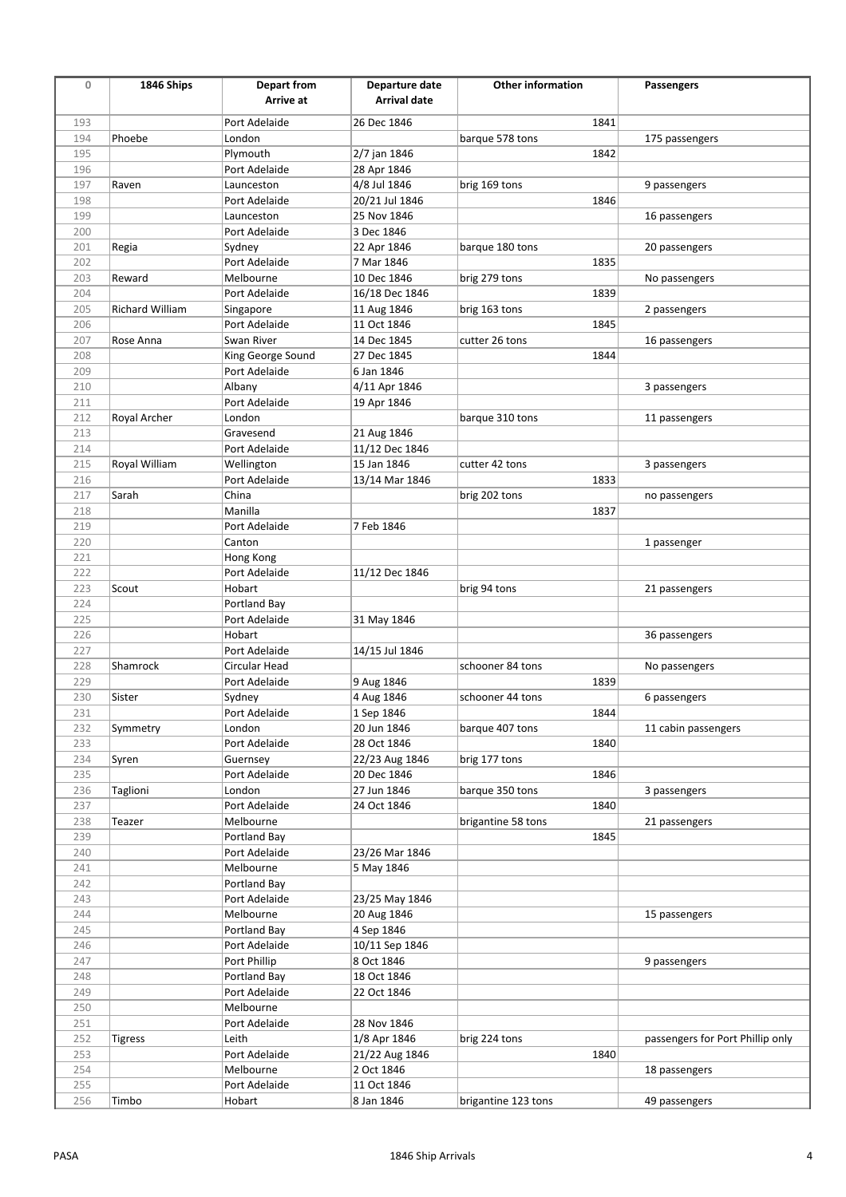| 0 | 1846 Ships | Depart from<br>Arrive at | Departure date<br>Arrival date | Other information | Passengers |
|---|---|---|---|---|---|
| 193 | | Port Adelaide | 26 Dec 1846 | 1841 | |
| 194 | Phoebe | London | | barque 578 tons | 175 passengers |
| 195 | | Plymouth | 2/7 jan 1846 | 1842 | |
| 196 | | Port Adelaide | 28 Apr 1846 | | |
| 197 | Raven | Launceston | 4/8 Jul 1846 | brig 169 tons | 9 passengers |
| 198 | | Port Adelaide | 20/21 Jul 1846 | 1846 | |
| 199 | | Launceston | 25 Nov 1846 | | 16 passengers |
| 200 | | Port Adelaide | 3 Dec 1846 | | |
| 201 | Regia | Sydney | 22 Apr 1846 | barque 180 tons | 20 passengers |
| 202 | | Port Adelaide | 7 Mar 1846 | 1835 | |
| 203 | Reward | Melbourne | 10 Dec 1846 | brig 279 tons | No passengers |
| 204 | | Port Adelaide | 16/18 Dec 1846 | 1839 | |
| 205 | Richard William | Singapore | 11 Aug 1846 | brig 163 tons | 2 passengers |
| 206 | | Port Adelaide | 11 Oct 1846 | 1845 | |
| 207 | Rose Anna | Swan River | 14 Dec 1845 | cutter 26 tons | 16 passengers |
| 208 | | King George Sound | 27 Dec 1845 | 1844 | |
| 209 | | Port Adelaide | 6 Jan 1846 | | |
| 210 | | Albany | 4/11 Apr 1846 | | 3 passengers |
| 211 | | Port Adelaide | 19 Apr 1846 | | |
| 212 | Royal Archer | London | | barque 310 tons | 11 passengers |
| 213 | | Gravesend | 21 Aug 1846 | | |
| 214 | | Port Adelaide | 11/12 Dec 1846 | | |
| 215 | Royal William | Wellington | 15 Jan 1846 | cutter 42 tons | 3 passengers |
| 216 | | Port Adelaide | 13/14 Mar 1846 | 1833 | |
| 217 | Sarah | China | | brig 202 tons | no passengers |
| 218 | | Manilla | | 1837 | |
| 219 | | Port Adelaide | 7 Feb 1846 | | |
| 220 | | Canton | | | 1 passenger |
| 221 | | Hong Kong | | | |
| 222 | | Port Adelaide | 11/12 Dec 1846 | | |
| 223 | Scout | Hobart | | brig 94 tons | 21 passengers |
| 224 | | Portland Bay | | | |
| 225 | | Port Adelaide | 31 May 1846 | | |
| 226 | | Hobart | | | 36 passengers |
| 227 | | Port Adelaide | 14/15 Jul 1846 | | |
| 228 | Shamrock | Circular Head | | schooner 84 tons | No passengers |
| 229 | | Port Adelaide | 9 Aug 1846 | 1839 | |
| 230 | Sister | Sydney | 4 Aug 1846 | schooner 44 tons | 6 passengers |
| 231 | | Port Adelaide | 1 Sep 1846 | 1844 | |
| 232 | Symmetry | London | 20 Jun 1846 | barque 407 tons | 11 cabin passengers |
| 233 | | Port Adelaide | 28 Oct 1846 | 1840 | |
| 234 | Syren | Guernsey | 22/23 Aug 1846 | brig 177 tons | |
| 235 | | Port Adelaide | 20 Dec 1846 | 1846 | |
| 236 | Taglioni | London | 27 Jun 1846 | barque 350 tons | 3 passengers |
| 237 | | Port Adelaide | 24 Oct 1846 | 1840 | |
| 238 | Teazer | Melbourne | | brigantine 58 tons | 21 passengers |
| 239 | | Portland Bay | | 1845 | |
| 240 | | Port Adelaide | 23/26 Mar 1846 | | |
| 241 | | Melbourne | 5 May 1846 | | |
| 242 | | Portland Bay | | | |
| 243 | | Port Adelaide | 23/25 May 1846 | | |
| 244 | | Melbourne | 20 Aug 1846 | | 15 passengers |
| 245 | | Portland Bay | 4 Sep 1846 | | |
| 246 | | Port Adelaide | 10/11 Sep 1846 | | |
| 247 | | Port Phillip | 8 Oct 1846 | | 9 passengers |
| 248 | | Portland Bay | 18 Oct 1846 | | |
| 249 | | Port Adelaide | 22 Oct 1846 | | |
| 250 | | Melbourne | | | |
| 251 | | Port Adelaide | 28 Nov 1846 | | |
| 252 | Tigress | Leith | 1/8 Apr 1846 | brig 224 tons | passengers for Port Phillip only |
| 253 | | Port Adelaide | 21/22 Aug 1846 | 1840 | |
| 254 | | Melbourne | 2 Oct 1846 | | 18 passengers |
| 255 | | Port Adelaide | 11 Oct 1846 | | |
| 256 | Timbo | Hobart | 8 Jan 1846 | brigantine 123 tons | 49 passengers |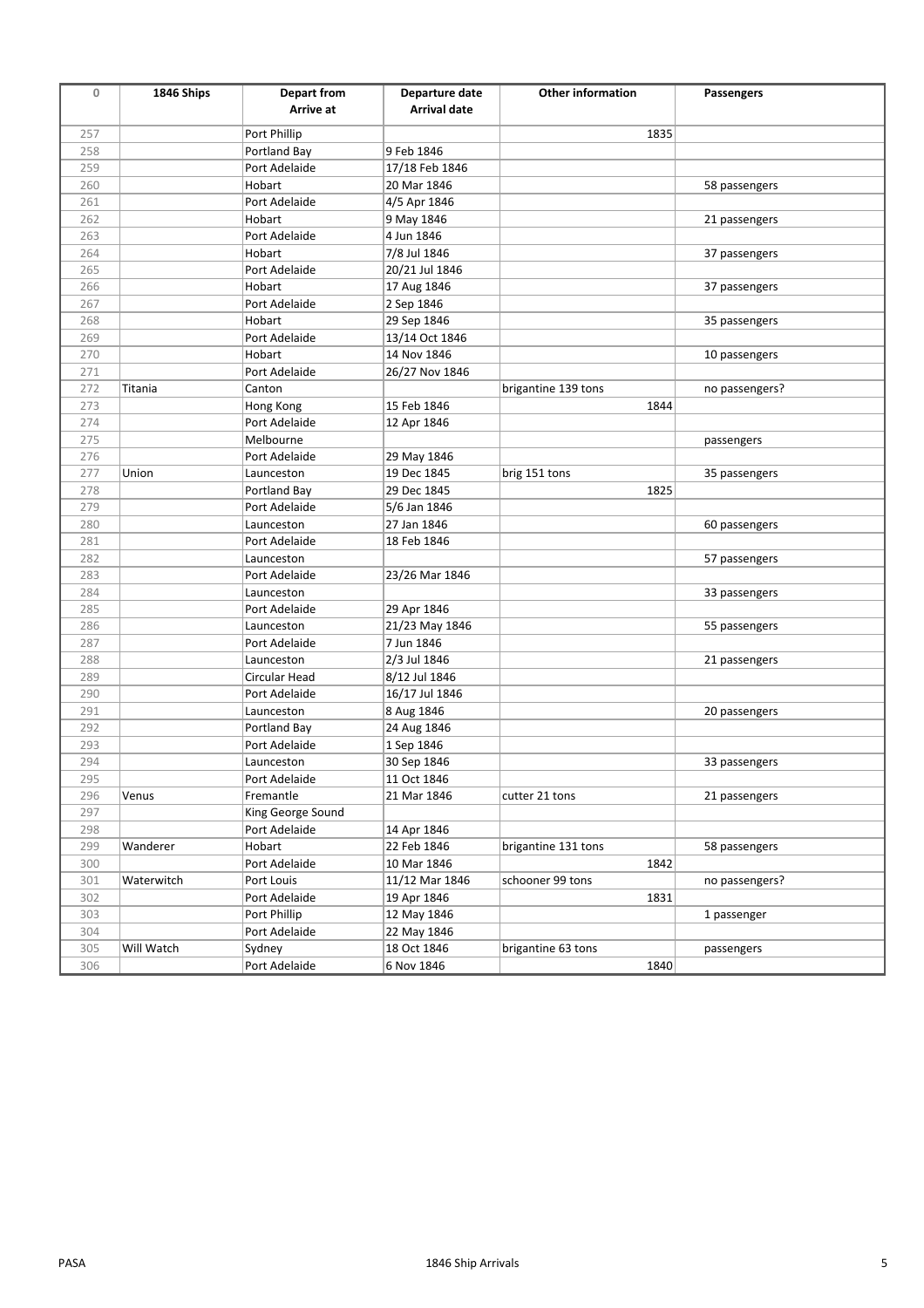| 0 | 1846 Ships | Depart from<br>Arrive at | Departure date<br>Arrival date | Other information | Passengers |
|---|---|---|---|---|---|
| 257 | | Port Phillip | | 1835 | |
| 258 | | Portland Bay | 9 Feb 1846 | | |
| 259 | | Port Adelaide | 17/18 Feb 1846 | | |
| 260 | | Hobart | 20 Mar 1846 | | 58 passengers |
| 261 | | Port Adelaide | 4/5 Apr 1846 | | |
| 262 | | Hobart | 9 May 1846 | | 21 passengers |
| 263 | | Port Adelaide | 4 Jun 1846 | | |
| 264 | | Hobart | 7/8 Jul 1846 | | 37 passengers |
| 265 | | Port Adelaide | 20/21 Jul 1846 | | |
| 266 | | Hobart | 17 Aug 1846 | | 37 passengers |
| 267 | | Port Adelaide | 2 Sep 1846 | | |
| 268 | | Hobart | 29 Sep 1846 | | 35 passengers |
| 269 | | Port Adelaide | 13/14 Oct 1846 | | |
| 270 | | Hobart | 14 Nov 1846 | | 10 passengers |
| 271 | | Port Adelaide | 26/27 Nov 1846 | | |
| 272 | Titania | Canton | | brigantine 139 tons | no passengers? |
| 273 | | Hong Kong | 15 Feb 1846 | 1844 | |
| 274 | | Port Adelaide | 12 Apr 1846 | | |
| 275 | | Melbourne | | | passengers |
| 276 | | Port Adelaide | 29 May 1846 | | |
| 277 | Union | Launceston | 19 Dec 1845 | brig 151 tons | 35 passengers |
| 278 | | Portland Bay | 29 Dec 1845 | 1825 | |
| 279 | | Port Adelaide | 5/6 Jan 1846 | | |
| 280 | | Launceston | 27 Jan 1846 | | 60 passengers |
| 281 | | Port Adelaide | 18 Feb 1846 | | |
| 282 | | Launceston | | | 57 passengers |
| 283 | | Port Adelaide | 23/26 Mar 1846 | | |
| 284 | | Launceston | | | 33 passengers |
| 285 | | Port Adelaide | 29 Apr 1846 | | |
| 286 | | Launceston | 21/23 May 1846 | | 55 passengers |
| 287 | | Port Adelaide | 7 Jun 1846 | | |
| 288 | | Launceston | 2/3 Jul 1846 | | 21 passengers |
| 289 | | Circular Head | 8/12 Jul 1846 | | |
| 290 | | Port Adelaide | 16/17 Jul 1846 | | |
| 291 | | Launceston | 8 Aug 1846 | | 20 passengers |
| 292 | | Portland Bay | 24 Aug 1846 | | |
| 293 | | Port Adelaide | 1 Sep 1846 | | |
| 294 | | Launceston | 30 Sep 1846 | | 33 passengers |
| 295 | | Port Adelaide | 11 Oct 1846 | | |
| 296 | Venus | Fremantle | 21 Mar 1846 | cutter 21 tons | 21 passengers |
| 297 | | King George Sound | | | |
| 298 | | Port Adelaide | 14 Apr 1846 | | |
| 299 | Wanderer | Hobart | 22 Feb 1846 | brigantine 131 tons | 58 passengers |
| 300 | | Port Adelaide | 10 Mar 1846 | 1842 | |
| 301 | Waterwitch | Port Louis | 11/12 Mar 1846 | schooner 99 tons | no passengers? |
| 302 | | Port Adelaide | 19 Apr 1846 | 1831 | |
| 303 | | Port Phillip | 12 May 1846 | | 1 passenger |
| 304 | | Port Adelaide | 22 May 1846 | | |
| 305 | Will Watch | Sydney | 18 Oct 1846 | brigantine 63 tons | passengers |
| 306 | | Port Adelaide | 6 Nov 1846 | 1840 | |